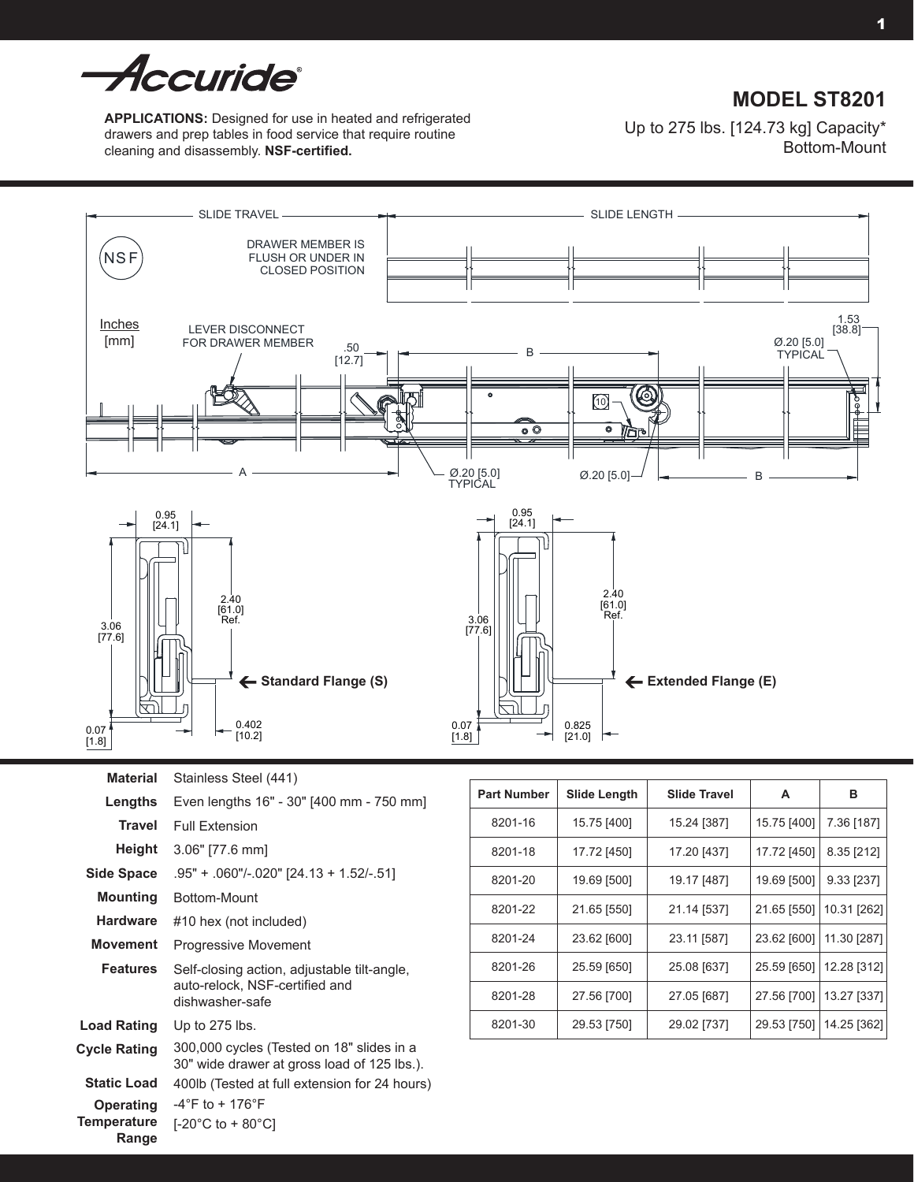Accuride®

**APPLICATIONS:** Designed for use in heated and refrigerated drawers and prep tables in food service that require routine cleaning and disassembly. **NSF-certified.**

# MODEL ST8201

Up to 275 lbs. [124.73 kg] Capacity*
Bottom-Mount

SLIDE TRAVEL — SLIDE LENGTH

NSF

DRAWER MEMBER IS FLUSH OR UNDER IN CLOSED POSITION

Inches [mm]

LEVER DISCONNECT FOR DRAWER MEMBER

.50 [12.7]

B

1.53 [38.8]

Ø.20 [5.0] TYPICAL

10

A

Ø.20 [5.0] TYPICAL

Ø.20 [5.0]

B

0.95 [24.1]

2.40 [61.0] Ref.

3.06 [77.6]

0.07 [1.8]

0.402 [10.2]

**Standard Flange (S)**

0.95 [24.1]

2.40 [61.0] Ref.

3.06 [77.6]

0.07 [1.8]

0.825 [21.0]

**Extended Flange (E)**

| | |
|---|---|
| **Material** | Stainless Steel (441) |
| **Lengths** | Even lengths 16" - 30" [400 mm - 750 mm] |
| **Travel** | Full Extension |
| **Height** | 3.06" [77.6 mm] |
| **Side Space** | .95" + .060"/-.020" [24.13 + 1.52/-.51] |
| **Mounting** | Bottom-Mount |
| **Hardware** | #10 hex (not included) |
| **Movement** | Progressive Movement |
| **Features** | Self-closing action, adjustable tilt-angle, auto-relock, NSF-certified and dishwasher-safe |
| **Load Rating** | Up to 275 lbs. |
| **Cycle Rating** | 300,000 cycles (Tested on 18" slides in a 30" wide drawer at gross load of 125 lbs.). |
| **Static Load** | 400lb (Tested at full extension for 24 hours) |
| **Operating Temperature Range** | -4°F to + 176°F [-20°C to + 80°C] |

| Part Number | Slide Length | Slide Travel | A | B |
|---|---|---|---|---|
| 8201-16 | 15.75 [400] | 15.24 [387] | 15.75 [400] | 7.36 [187] |
| 8201-18 | 17.72 [450] | 17.20 [437] | 17.72 [450] | 8.35 [212] |
| 8201-20 | 19.69 [500] | 19.17 [487] | 19.69 [500] | 9.33 [237] |
| 8201-22 | 21.65 [550] | 21.14 [537] | 21.65 [550] | 10.31 [262] |
| 8201-24 | 23.62 [600] | 23.11 [587] | 23.62 [600] | 11.30 [287] |
| 8201-26 | 25.59 [650] | 25.08 [637] | 25.59 [650] | 12.28 [312] |
| 8201-28 | 27.56 [700] | 27.05 [687] | 27.56 [700] | 13.27 [337] |
| 8201-30 | 29.53 [750] | 29.02 [737] | 29.53 [750] | 14.25 [362] |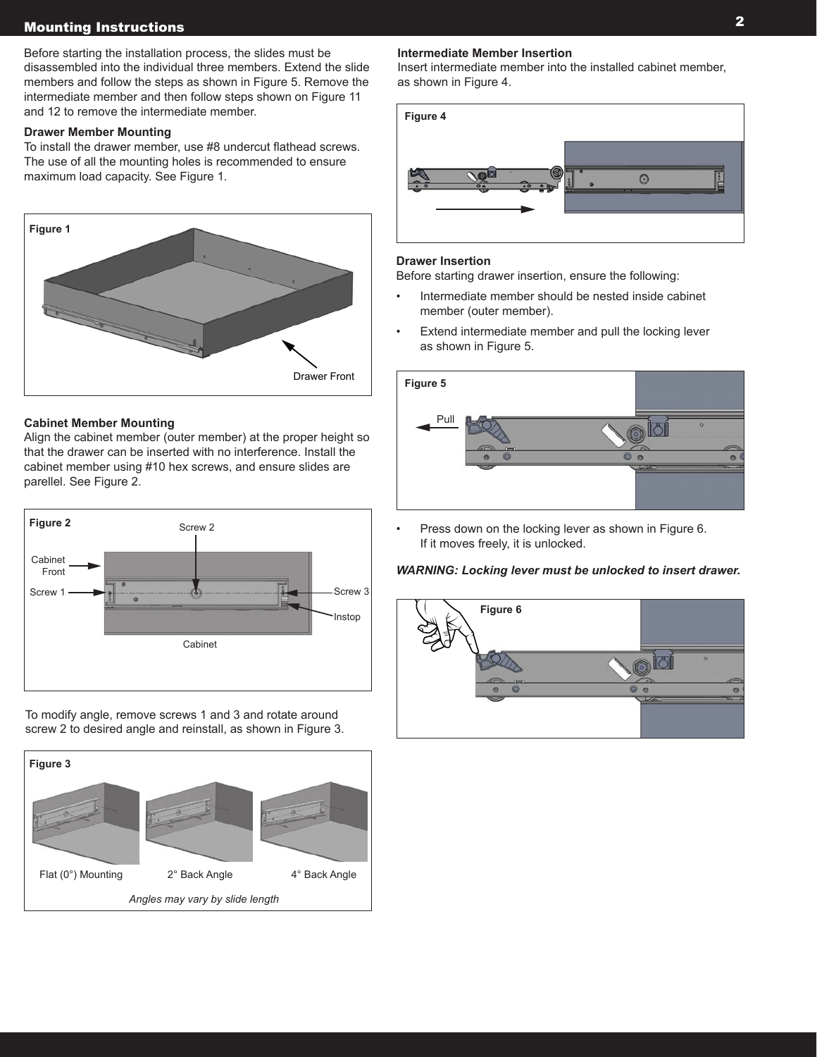## Mounting Instructions

Before starting the installation process, the slides must be disassembled into the individual three members. Extend the slide members and follow the steps as shown in Figure 5. Remove the intermediate member and then follow steps shown on Figure 11 and 12 to remove the intermediate member.

### Drawer Member Mounting

To install the drawer member, use #8 undercut flathead screws. The use of all the mounting holes is recommended to ensure maximum load capacity. See Figure 1.

Figure 1

Drawer Front

### Cabinet Member Mounting

Align the cabinet member (outer member) at the proper height so that the drawer can be inserted with no interference. Install the cabinet member using #10 hex screws, and ensure slides are parellel. See Figure 2.

Figure 2

Cabinet Front, Screw 1, Screw 2, Screw 3, Instop, Cabinet

To modify angle, remove screws 1 and 3 and rotate around screw 2 to desired angle and reinstall, as shown in Figure 3.

Figure 3

Flat (0°) Mounting — 2° Back Angle — 4° Back Angle

*Angles may vary by slide length*

### Intermediate Member Insertion

Insert intermediate member into the installed cabinet member, as shown in Figure 4.

Figure 4

### Drawer Insertion

Before starting drawer insertion, ensure the following:

- Intermediate member should be nested inside cabinet member (outer member).
- Extend intermediate member and pull the locking lever as shown in Figure 5.

Figure 5

Pull

- Press down on the locking lever as shown in Figure 6. If it moves freely, it is unlocked.

***WARNING: Locking lever must be unlocked to insert drawer.***

Figure 6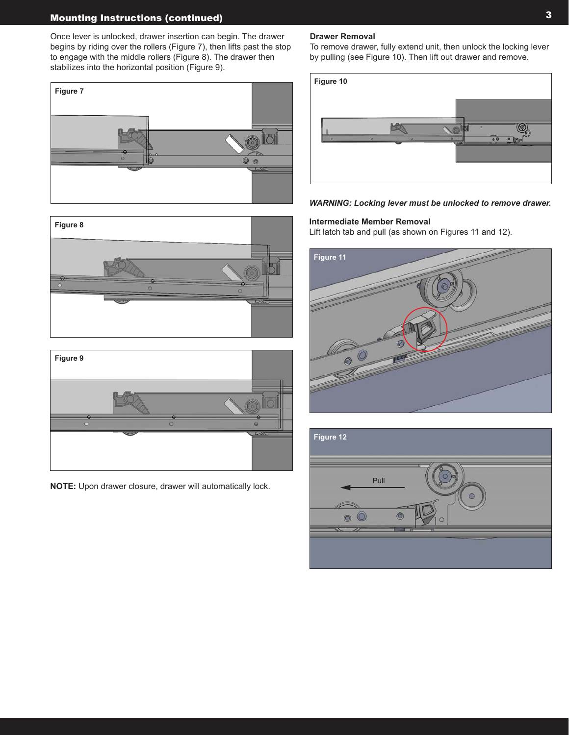## Mounting Instructions (continued)

Once lever is unlocked, drawer insertion can begin. The drawer begins by riding over the rollers (Figure 7), then lifts past the stop to engage with the middle rollers (Figure 8). The drawer then stabilizes into the horizontal position (Figure 9).

Figure 7

Figure 8

Figure 9

**NOTE:** Upon drawer closure, drawer will automatically lock.

### Drawer Removal

To remove drawer, fully extend unit, then unlock the locking lever by pulling (see Figure 10). Then lift out drawer and remove.

Figure 10

***WARNING: Locking lever must be unlocked to remove drawer.***

### Intermediate Member Removal

Lift latch tab and pull (as shown on Figures 11 and 12).

Figure 11

Figure 12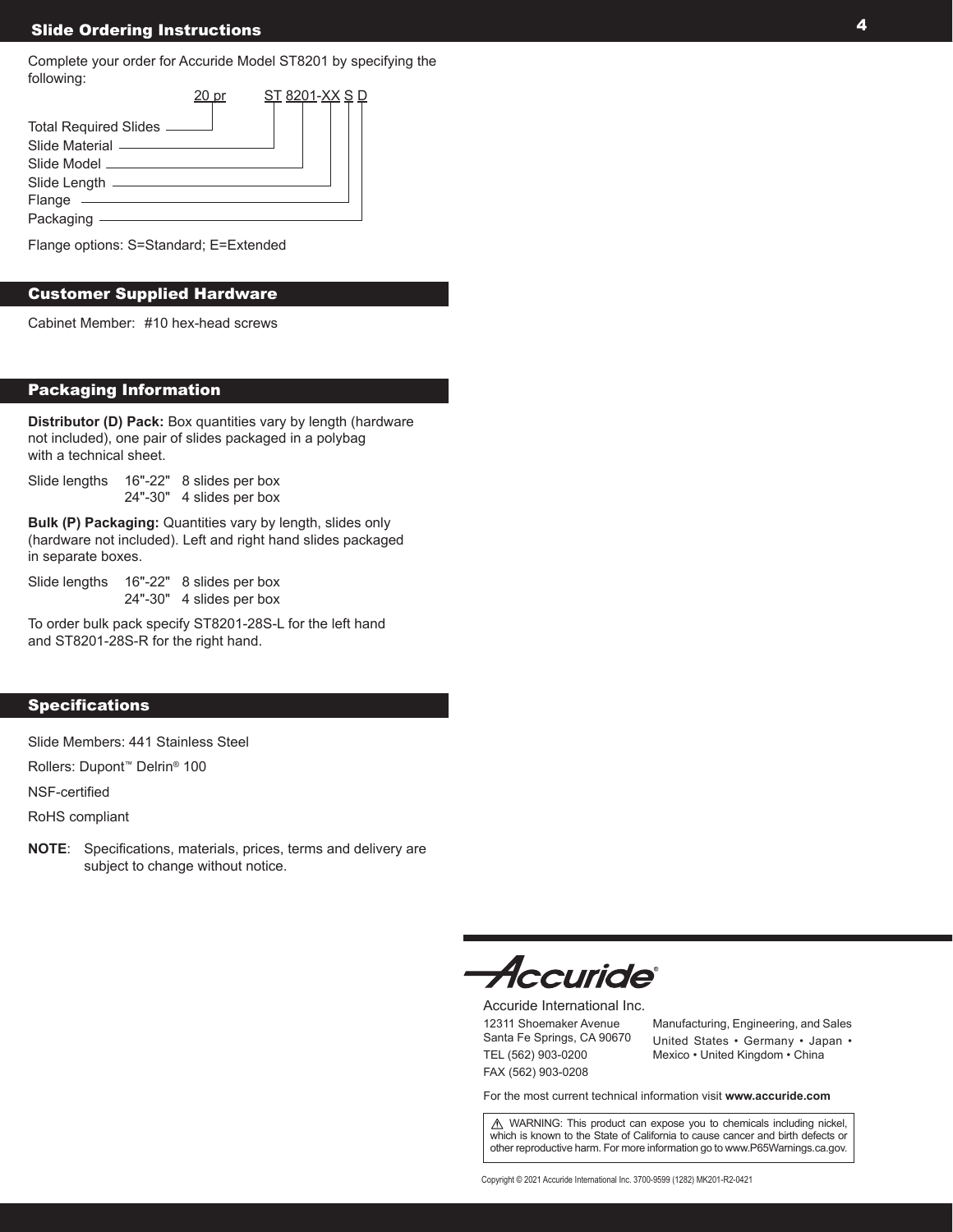## Slide Ordering Instructions

Complete your order for Accuride Model ST8201 by specifying the following:

20 pr ST 8201-XX S D

- Total Required Slides — 20 pr
- Slide Material — ST
- Slide Model — 8201
- Slide Length — XX
- Flange — S
- Packaging — D

Flange options: S=Standard; E=Extended

## Customer Supplied Hardware

Cabinet Member: #10 hex-head screws

## Packaging Information

**Distributor (D) Pack:** Box quantities vary by length (hardware not included), one pair of slides packaged in a polybag with a technical sheet.

| | | |
|---|---|---|
| Slide lengths | 16"-22" | 8 slides per box |
| | 24"-30" | 4 slides per box |

**Bulk (P) Packaging:** Quantities vary by length, slides only (hardware not included). Left and right hand slides packaged in separate boxes.

| | | |
|---|---|---|
| Slide lengths | 16"-22" | 8 slides per box |
| | 24"-30" | 4 slides per box |

To order bulk pack specify ST8201-28S-L for the left hand and ST8201-28S-R for the right hand.

## Specifications

Slide Members: 441 Stainless Steel

Rollers: Dupont™ Delrin® 100

NSF-certified

RoHS compliant

**NOTE**: Specifications, materials, prices, terms and delivery are subject to change without notice.

Accuride®

Accuride International Inc.

12311 Shoemaker Avenue
Santa Fe Springs, CA 90670
TEL (562) 903-0200
FAX (562) 903-0208

Manufacturing, Engineering, and Sales
United States • Germany • Japan • Mexico • United Kingdom • China

For the most current technical information visit **www.accuride.com**

⚠ WARNING: This product can expose you to chemicals including nickel, which is known to the State of California to cause cancer and birth defects or other reproductive harm. For more information go to www.P65Warnings.ca.gov.

Copyright © 2021 Accuride International Inc. 3700-9599 (1282) MK201-R2-0421